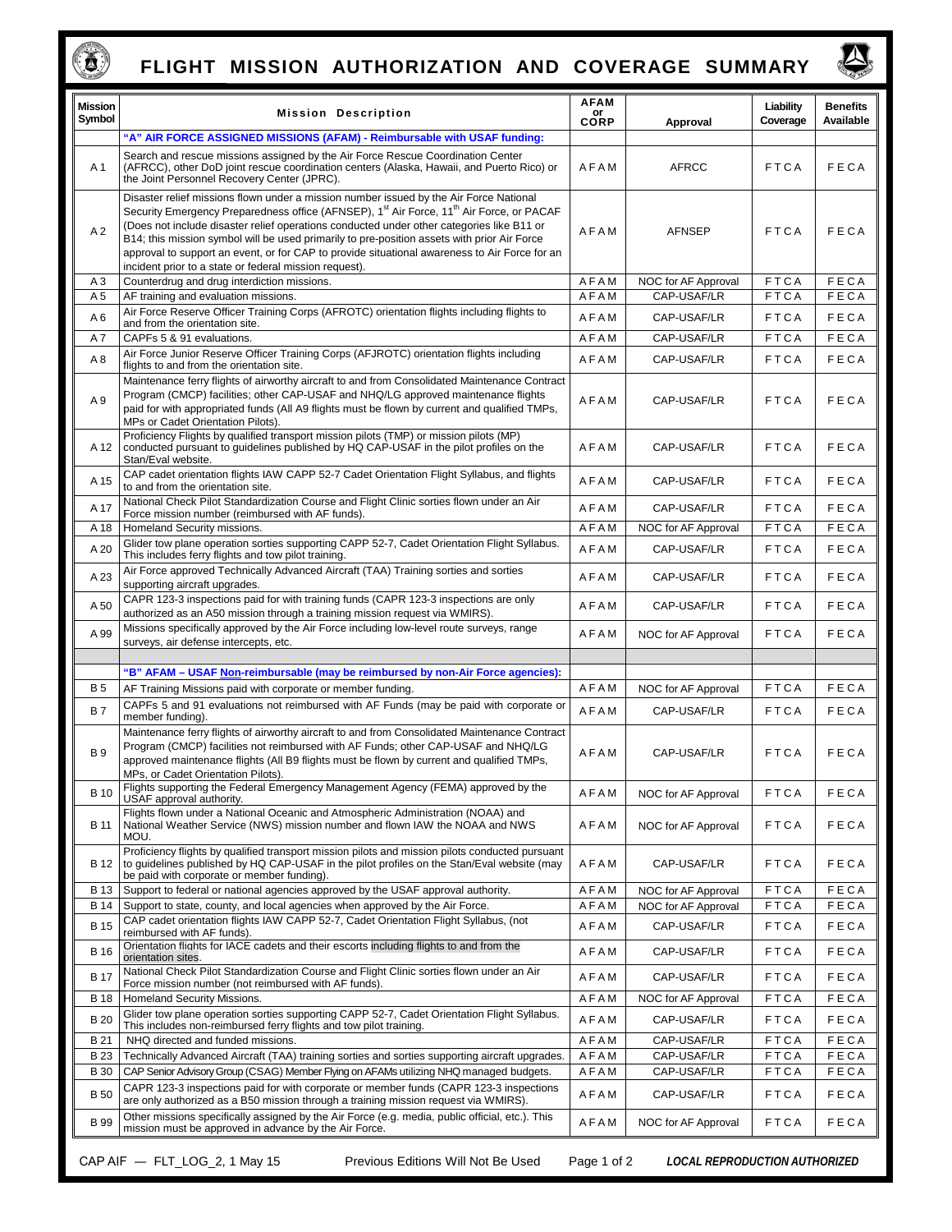# FLIGHT MISSION AUTHORIZATION AND COVERAGE SUMMARY

| Mission Symbol | Mission Description | AFAM or CORP | Approval | Liability Coverage | Benefits Available |
|---|---|---|---|---|---|
| | **"A" AIR FORCE ASSIGNED MISSIONS (AFAM) - Reimbursable with USAF funding:** | | | | |
| A 1 | Search and rescue missions assigned by the Air Force Rescue Coordination Center (AFRCC), other DoD joint rescue coordination centers (Alaska, Hawaii, and Puerto Rico) or the Joint Personnel Recovery Center (JPRC). | AFAM | AFRCC | FTCA | FECA |
| A 2 | Disaster relief missions flown under a mission number issued by the Air Force National Security Emergency Preparedness office (AFNSEP), 1st Air Force, 11th Air Force, or PACAF (Does not include disaster relief operations conducted under other categories like B11 or B14; this mission symbol will be used primarily to pre-position assets with prior Air Force approval to support an event, or for CAP to provide situational awareness to Air Force for an incident prior to a state or federal mission request). | AFAM | AFNSEP | FTCA | FECA |
| A 3 | Counterdrug and drug interdiction missions. | AFAM | NOC for AF Approval | FTCA | FECA |
| A 5 | AF training and evaluation missions. | AFAM | CAP-USAF/LR | FTCA | FECA |
| A 6 | Air Force Reserve Officer Training Corps (AFROTC) orientation flights including flights to and from the orientation site. | AFAM | CAP-USAF/LR | FTCA | FECA |
| A 7 | CAPFs 5 & 91 evaluations. | AFAM | CAP-USAF/LR | FTCA | FECA |
| A 8 | Air Force Junior Reserve Officer Training Corps (AFJROTC) orientation flights including flights to and from the orientation site. | AFAM | CAP-USAF/LR | FTCA | FECA |
| A 9 | Maintenance ferry flights of airworthy aircraft to and from Consolidated Maintenance Contract Program (CMCP) facilities; other CAP-USAF and NHQ/LG approved maintenance flights paid for with appropriated funds (All A9 flights must be flown by current and qualified TMPs, MPs or Cadet Orientation Pilots). | AFAM | CAP-USAF/LR | FTCA | FECA |
| A 12 | Proficiency Flights by qualified transport mission pilots (TMP) or mission pilots (MP) conducted pursuant to guidelines published by HQ CAP-USAF in the pilot profiles on the Stan/Eval website. | AFAM | CAP-USAF/LR | FTCA | FECA |
| A 15 | CAP cadet orientation flights IAW CAPP 52-7 Cadet Orientation Flight Syllabus, and flights to and from the orientation site. | AFAM | CAP-USAF/LR | FTCA | FECA |
| A 17 | National Check Pilot Standardization Course and Flight Clinic sorties flown under an Air Force mission number (reimbursed with AF funds). | AFAM | CAP-USAF/LR | FTCA | FECA |
| A 18 | Homeland Security missions. | AFAM | NOC for AF Approval | FTCA | FECA |
| A 20 | Glider tow plane operation sorties supporting CAPP 52-7, Cadet Orientation Flight Syllabus. This includes ferry flights and tow pilot training. | AFAM | CAP-USAF/LR | FTCA | FECA |
| A 23 | Air Force approved Technically Advanced Aircraft (TAA) Training sorties and sorties supporting aircraft upgrades. | AFAM | CAP-USAF/LR | FTCA | FECA |
| A 50 | CAPR 123-3 inspections paid for with training funds (CAPR 123-3 inspections are only authorized as an A50 mission through a training mission request via WMIRS). | AFAM | CAP-USAF/LR | FTCA | FECA |
| A 99 | Missions specifically approved by the Air Force including low-level route surveys, range surveys, air defense intercepts, etc. | AFAM | NOC for AF Approval | FTCA | FECA |
| | | | | | |
| | **"B" AFAM – USAF Non-reimbursable (may be reimbursed by non-Air Force agencies):** | | | | |
| B 5 | AF Training Missions paid with corporate or member funding. | AFAM | NOC for AF Approval | FTCA | FECA |
| B 7 | CAPFs 5 and 91 evaluations not reimbursed with AF Funds (may be paid with corporate or member funding). | AFAM | CAP-USAF/LR | FTCA | FECA |
| B 9 | Maintenance ferry flights of airworthy aircraft to and from Consolidated Maintenance Contract Program (CMCP) facilities not reimbursed with AF Funds; other CAP-USAF and NHQ/LG approved maintenance flights (All B9 flights must be flown by current and qualified TMPs, MPs, or Cadet Orientation Pilots). | AFAM | CAP-USAF/LR | FTCA | FECA |
| B 10 | Flights supporting the Federal Emergency Management Agency (FEMA) approved by the USAF approval authority. | AFAM | NOC for AF Approval | FTCA | FECA |
| B 11 | Flights flown under a National Oceanic and Atmospheric Administration (NOAA) and National Weather Service (NWS) mission number and flown IAW the NOAA and NWS MOU. | AFAM | NOC for AF Approval | FTCA | FECA |
| B 12 | Proficiency flights by qualified transport mission pilots and mission pilots conducted pursuant to guidelines published by HQ CAP-USAF in the pilot profiles on the Stan/Eval website (may be paid with corporate or member funding). | AFAM | CAP-USAF/LR | FTCA | FECA |
| B 13 | Support to federal or national agencies approved by the USAF approval authority. | AFAM | NOC for AF Approval | FTCA | FECA |
| B 14 | Support to state, county, and local agencies when approved by the Air Force. | AFAM | NOC for AF Approval | FTCA | FECA |
| B 15 | CAP cadet orientation flights IAW CAPP 52-7, Cadet Orientation Flight Syllabus, (not reimbursed with AF funds). | AFAM | CAP-USAF/LR | FTCA | FECA |
| B 16 | Orientation flights for IACE cadets and their escorts including flights to and from the orientation sites. | AFAM | CAP-USAF/LR | FTCA | FECA |
| B 17 | National Check Pilot Standardization Course and Flight Clinic sorties flown under an Air Force mission number (not reimbursed with AF funds). | AFAM | CAP-USAF/LR | FTCA | FECA |
| B 18 | Homeland Security Missions. | AFAM | NOC for AF Approval | FTCA | FECA |
| B 20 | Glider tow plane operation sorties supporting CAPP 52-7, Cadet Orientation Flight Syllabus. This includes non-reimbursed ferry flights and tow pilot training. | AFAM | CAP-USAF/LR | FTCA | FECA |
| B 21 | NHQ directed and funded missions. | AFAM | CAP-USAF/LR | FTCA | FECA |
| B 23 | Technically Advanced Aircraft (TAA) training sorties and sorties supporting aircraft upgrades. | AFAM | CAP-USAF/LR | FTCA | FECA |
| B 30 | CAP Senior Advisory Group (CSAG) Member Flying on AFAMs utilizing NHQ managed budgets. | AFAM | CAP-USAF/LR | FTCA | FECA |
| B 50 | CAPR 123-3 inspections paid for with corporate or member funds (CAPR 123-3 inspections are only authorized as a B50 mission through a training mission request via WMIRS). | AFAM | CAP-USAF/LR | FTCA | FECA |
| B 99 | Other missions specifically assigned by the Air Force (e.g. media, public official, etc.). This mission must be approved in advance by the Air Force. | AFAM | NOC for AF Approval | FTCA | FECA |

CAP AIF — FLT_LOG_2, 1 May 15 Previous Editions Will Not Be Used *LOCAL REPRODUCTION AUTHORIZED*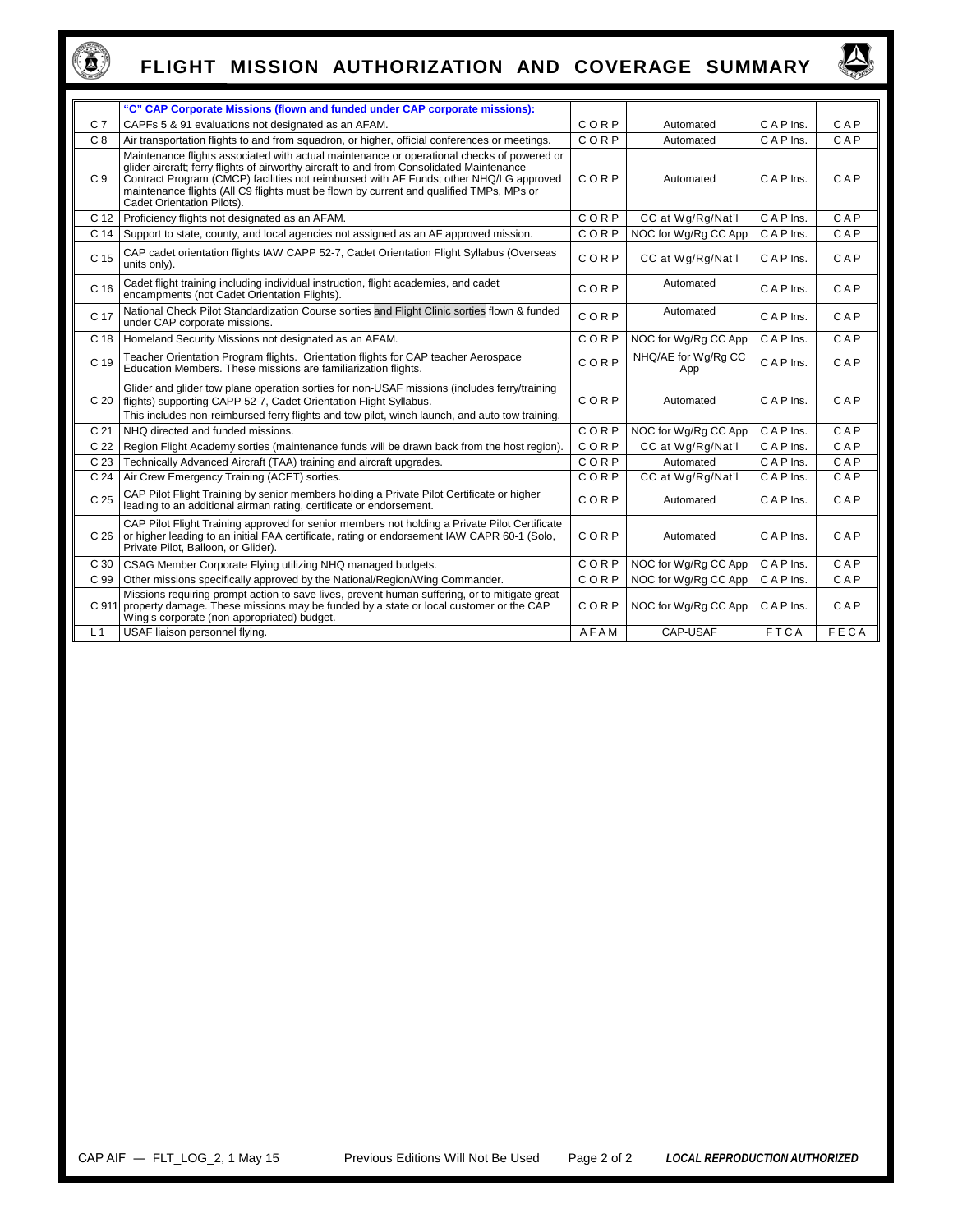# FLIGHT MISSION AUTHORIZATION AND COVERAGE SUMMARY

| | | | | | |
|---|---|---|---|---|---|
| | **"C" CAP Corporate Missions (flown and funded under CAP corporate missions):** | | | | |
| C 7 | CAPFs 5 & 91 evaluations not designated as an AFAM. | CORP | Automated | CAP Ins. | CAP |
| C 8 | Air transportation flights to and from squadron, or higher, official conferences or meetings. | CORP | Automated | CAP Ins. | CAP |
| C 9 | Maintenance flights associated with actual maintenance or operational checks of powered or glider aircraft; ferry flights of airworthy aircraft to and from Consolidated Maintenance Contract Program (CMCP) facilities not reimbursed with AF Funds; other NHQ/LG approved maintenance flights (All C9 flights must be flown by current and qualified TMPs, MPs or Cadet Orientation Pilots). | CORP | Automated | CAP Ins. | CAP |
| C 12 | Proficiency flights not designated as an AFAM. | CORP | CC at Wg/Rg/Nat'l | CAP Ins. | CAP |
| C 14 | Support to state, county, and local agencies not assigned as an AF approved mission. | CORP | NOC for Wg/Rg CC App | CAP Ins. | CAP |
| C 15 | CAP cadet orientation flights IAW CAPP 52-7, Cadet Orientation Flight Syllabus (Overseas units only). | CORP | CC at Wg/Rg/Nat'l | CAP Ins. | CAP |
| C 16 | Cadet flight training including individual instruction, flight academies, and cadet encampments (not Cadet Orientation Flights). | CORP | Automated | CAP Ins. | CAP |
| C 17 | National Check Pilot Standardization Course sorties and Flight Clinic sorties flown & funded under CAP corporate missions. | CORP | Automated | CAP Ins. | CAP |
| C 18 | Homeland Security Missions not designated as an AFAM. | CORP | NOC for Wg/Rg CC App | CAP Ins. | CAP |
| C 19 | Teacher Orientation Program flights. Orientation flights for CAP teacher Aerospace Education Members. These missions are familiarization flights. | CORP | NHQ/AE for Wg/Rg CC App | CAP Ins. | CAP |
| C 20 | Glider and glider tow plane operation sorties for non-USAF missions (includes ferry/training flights) supporting CAPP 52-7, Cadet Orientation Flight Syllabus. This includes non-reimbursed ferry flights and tow pilot, winch launch, and auto tow training. | CORP | Automated | CAP Ins. | CAP |
| C 21 | NHQ directed and funded missions. | CORP | NOC for Wg/Rg CC App | CAP Ins. | CAP |
| C 22 | Region Flight Academy sorties (maintenance funds will be drawn back from the host region). | CORP | CC at Wg/Rg/Nat'l | CAP Ins. | CAP |
| C 23 | Technically Advanced Aircraft (TAA) training and aircraft upgrades. | CORP | Automated | CAP Ins. | CAP |
| C 24 | Air Crew Emergency Training (ACET) sorties. | CORP | CC at Wg/Rg/Nat'l | CAP Ins. | CAP |
| C 25 | CAP Pilot Flight Training by senior members holding a Private Pilot Certificate or higher leading to an additional airman rating, certificate or endorsement. | CORP | Automated | CAP Ins. | CAP |
| C 26 | CAP Pilot Flight Training approved for senior members not holding a Private Pilot Certificate or higher leading to an initial FAA certificate, rating or endorsement IAW CAPR 60-1 (Solo, Private Pilot, Balloon, or Glider). | CORP | Automated | CAP Ins. | CAP |
| C 30 | CSAG Member Corporate Flying utilizing NHQ managed budgets. | CORP | NOC for Wg/Rg CC App | CAP Ins. | CAP |
| C 99 | Other missions specifically approved by the National/Region/Wing Commander. | CORP | NOC for Wg/Rg CC App | CAP Ins. | CAP |
| C 911 | Missions requiring prompt action to save lives, prevent human suffering, or to mitigate great property damage. These missions may be funded by a state or local customer or the CAP Wing's corporate (non-appropriated) budget. | CORP | NOC for Wg/Rg CC App | CAP Ins. | CAP |
| L 1 | USAF liaison personnel flying. | AFAM | CAP-USAF | FTCA | FECA |

CAP AIF — FLT_LOG_2, 1 May 15 &nbsp;&nbsp;&nbsp; Previous Editions Will Not Be Used &nbsp;&nbsp;&nbsp; ***LOCAL REPRODUCTION AUTHORIZED***